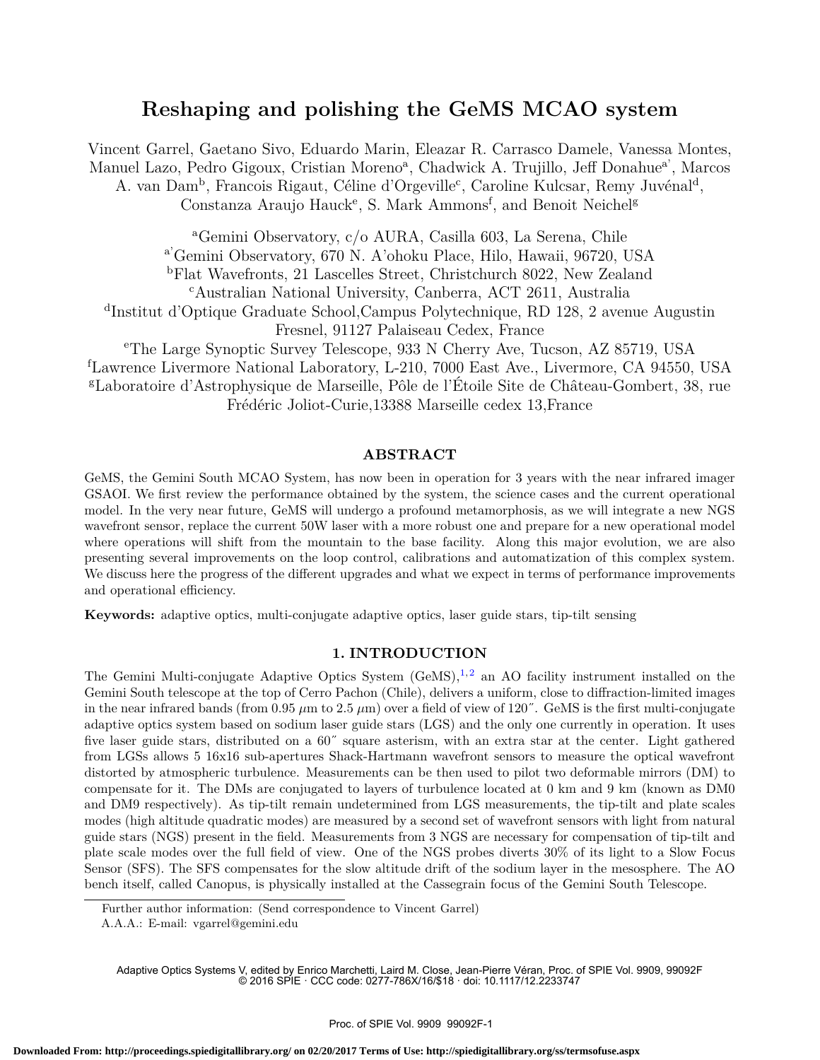# Reshaping and polishing the GeMS MCAO system

Vincent Garrel, Gaetano Sivo, Eduardo Marin, Eleazar R. Carrasco Damele, Vanessa Montes, Manuel Lazo, Pedro Gigoux, Cristian Moreno[a], Chadwick A. Trujillo, Jeff Donahue[a'], Marcos A. van Dam[b], Francois Rigaut, Céline d'Orgeville[c], Caroline Kulcsar, Remy Juvénal[d], Constanza Araujo Hauck[e], S. Mark Ammons[f], and Benoit Neichel[g]

[a]Gemini Observatory, c/o AURA, Casilla 603, La Serena, Chile
[a']Gemini Observatory, 670 N. A'ohoku Place, Hilo, Hawaii, 96720, USA
[b]Flat Wavefronts, 21 Lascelles Street, Christchurch 8022, New Zealand
[c]Australian National University, Canberra, ACT 2611, Australia
[d]Institut d'Optique Graduate School,Campus Polytechnique, RD 128, 2 avenue Augustin Fresnel, 91127 Palaiseau Cedex, France
[e]The Large Synoptic Survey Telescope, 933 N Cherry Ave, Tucson, AZ 85719, USA
[f]Lawrence Livermore National Laboratory, L-210, 7000 East Ave., Livermore, CA 94550, USA
[g]Laboratoire d'Astrophysique de Marseille, Pôle de l'Étoile Site de Château-Gombert, 38, rue Frédéric Joliot-Curie,13388 Marseille cedex 13,France

## ABSTRACT

GeMS, the Gemini South MCAO System, has now been in operation for 3 years with the near infrared imager GSAOI. We first review the performance obtained by the system, the science cases and the current operational model. In the very near future, GeMS will undergo a profound metamorphosis, as we will integrate a new NGS wavefront sensor, replace the current 50W laser with a more robust one and prepare for a new operational model where operations will shift from the mountain to the base facility. Along this major evolution, we are also presenting several improvements on the loop control, calibrations and automatization of this complex system. We discuss here the progress of the different upgrades and what we expect in terms of performance improvements and operational efficiency.

**Keywords:** adaptive optics, multi-conjugate adaptive optics, laser guide stars, tip-tilt sensing

## 1. INTRODUCTION

The Gemini Multi-conjugate Adaptive Optics System (GeMS),[1,2] an AO facility instrument installed on the Gemini South telescope at the top of Cerro Pachon (Chile), delivers a uniform, close to diffraction-limited images in the near infrared bands (from 0.95 $\mu$m to 2.5 $\mu$m) over a field of view of 120″. GeMS is the first multi-conjugate adaptive optics system based on sodium laser guide stars (LGS) and the only one currently in operation. It uses five laser guide stars, distributed on a 60″ square asterism, with an extra star at the center. Light gathered from LGSs allows 5 16x16 sub-apertures Shack-Hartmann wavefront sensors to measure the optical wavefront distorted by atmospheric turbulence. Measurements can be then used to pilot two deformable mirrors (DM) to compensate for it. The DMs are conjugated to layers of turbulence located at 0 km and 9 km (known as DM0 and DM9 respectively). As tip-tilt remain undetermined from LGS measurements, the tip-tilt and plate scales modes (high altitude quadratic modes) are measured by a second set of wavefront sensors with light from natural guide stars (NGS) present in the field. Measurements from 3 NGS are necessary for compensation of tip-tilt and plate scale modes over the full field of view. One of the NGS probes diverts 30% of its light to a Slow Focus Sensor (SFS). The SFS compensates for the slow altitude drift of the sodium layer in the mesosphere. The AO bench itself, called Canopus, is physically installed at the Cassegrain focus of the Gemini South Telescope.

Further author information: (Send correspondence to Vincent Garrel)
A.A.A.: E-mail: vgarrel@gemini.edu

Adaptive Optics Systems V, edited by Enrico Marchetti, Laird M. Close, Jean-Pierre Véran, Proc. of SPIE Vol. 9909, 99092F
© 2016 SPIE · CCC code: 0277-786X/16/$18 · doi: 10.1117/12.2233747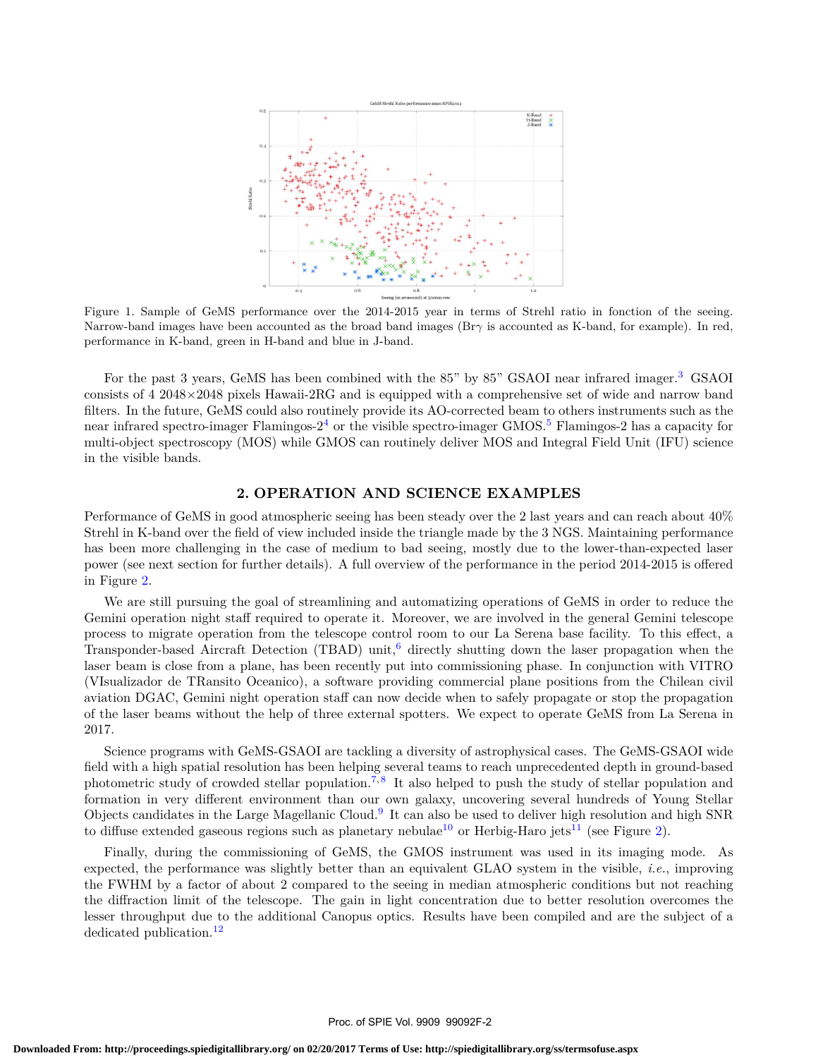Figure 1. Sample of GeMS performance over the 2014-2015 year in terms of Strehl ratio in fonction of the seeing. Narrow-band images have been accounted as the broad band images (Br$\gamma$ is accounted as K-band, for example). In red, performance in K-band, green in H-band and blue in J-band.

For the past 3 years, GeMS has been combined with the 85" by 85" GSAOI near infrared imager.[3] GSAOI consists of 4 2048×2048 pixels Hawaii-2RG and is equipped with a comprehensive set of wide and narrow band filters. In the future, GeMS could also routinely provide its AO-corrected beam to others instruments such as the near infrared spectro-imager Flamingos-2[4] or the visible spectro-imager GMOS.[5] Flamingos-2 has a capacity for multi-object spectroscopy (MOS) while GMOS can routinely deliver MOS and Integral Field Unit (IFU) science in the visible bands.

## 2. OPERATION AND SCIENCE EXAMPLES

Performance of GeMS in good atmospheric seeing has been steady over the 2 last years and can reach about 40% Strehl in K-band over the field of view included inside the triangle made by the 3 NGS. Maintaining performance has been more challenging in the case of medium to bad seeing, mostly due to the lower-than-expected laser power (see next section for further details). A full overview of the performance in the period 2014-2015 is offered in Figure 2.

We are still pursuing the goal of streamlining and automatizing operations of GeMS in order to reduce the Gemini operation night staff required to operate it. Moreover, we are involved in the general Gemini telescope process to migrate operation from the telescope control room to our La Serena base facility. To this effect, a Transponder-based Aircraft Detection (TBAD) unit,[6] directly shutting down the laser propagation when the laser beam is close from a plane, has been recently put into commissioning phase. In conjunction with VITRO (VIsualizador de TRansito Oceanico), a software providing commercial plane positions from the Chilean civil aviation DGAC, Gemini night operation staff can now decide when to safely propagate or stop the propagation of the laser beams without the help of three external spotters. We expect to operate GeMS from La Serena in 2017.

Science programs with GeMS-GSAOI are tackling a diversity of astrophysical cases. The GeMS-GSAOI wide field with a high spatial resolution has been helping several teams to reach unprecedented depth in ground-based photometric study of crowded stellar population.[7,8] It also helped to push the study of stellar population and formation in very different environment than our own galaxy, uncovering several hundreds of Young Stellar Objects candidates in the Large Magellanic Cloud.[9] It can also be used to deliver high resolution and high SNR to diffuse extended gaseous regions such as planetary nebulae[10] or Herbig-Haro jets[11] (see Figure 2).

Finally, during the commissioning of GeMS, the GMOS instrument was used in its imaging mode. As expected, the performance was slightly better than an equivalent GLAO system in the visible, *i.e.*, improving the FWHM by a factor of about 2 compared to the seeing in median atmospheric conditions but not reaching the diffraction limit of the telescope. The gain in light concentration due to better resolution overcomes the lesser throughput due to the additional Canopus optics. Results have been compiled and are the subject of a dedicated publication.[12]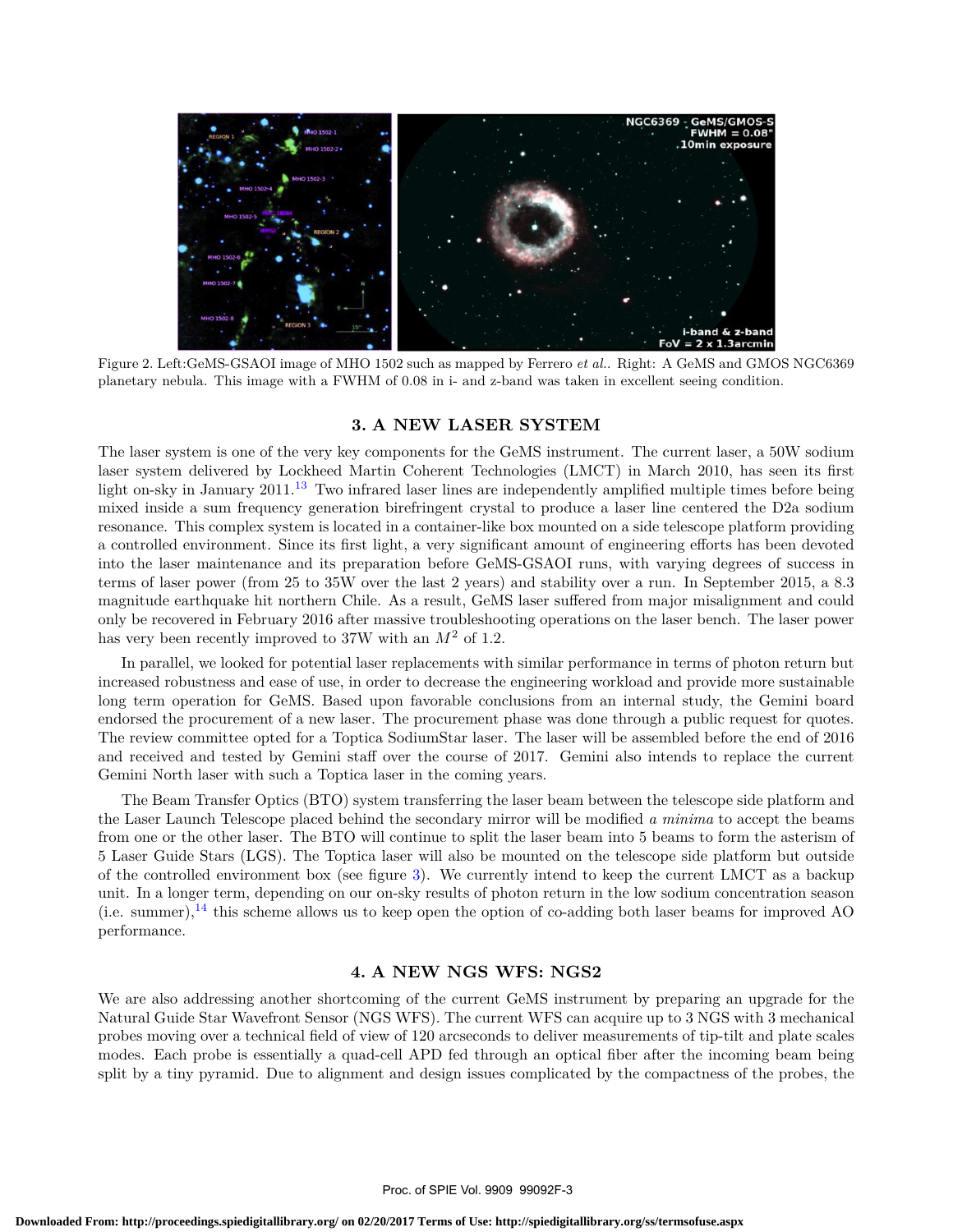Figure 2. Left:GeMS-GSAOI image of MHO 1502 such as mapped by Ferrero *et al.*. Right: A GeMS and GMOS NGC6369 planetary nebula. This image with a FWHM of 0.08 in i- and z-band was taken in excellent seeing condition.

## 3. A NEW LASER SYSTEM

The laser system is one of the very key components for the GeMS instrument. The current laser, a 50W sodium laser system delivered by Lockheed Martin Coherent Technologies (LMCT) in March 2010, has seen its first light on-sky in January 2011.[13] Two infrared laser lines are independently amplified multiple times before being mixed inside a sum frequency generation birefringent crystal to produce a laser line centered the D2a sodium resonance. This complex system is located in a container-like box mounted on a side telescope platform providing a controlled environment. Since its first light, a very significant amount of engineering efforts has been devoted into the laser maintenance and its preparation before GeMS-GSAOI runs, with varying degrees of success in terms of laser power (from 25 to 35W over the last 2 years) and stability over a run. In September 2015, a 8.3 magnitude earthquake hit northern Chile. As a result, GeMS laser suffered from major misalignment and could only be recovered in February 2016 after massive troubleshooting operations on the laser bench. The laser power has very been recently improved to 37W with an $M^2$ of 1.2.

In parallel, we looked for potential laser replacements with similar performance in terms of photon return but increased robustness and ease of use, in order to decrease the engineering workload and provide more sustainable long term operation for GeMS. Based upon favorable conclusions from an internal study, the Gemini board endorsed the procurement of a new laser. The procurement phase was done through a public request for quotes. The review committee opted for a Toptica SodiumStar laser. The laser will be assembled before the end of 2016 and received and tested by Gemini staff over the course of 2017. Gemini also intends to replace the current Gemini North laser with such a Toptica laser in the coming years.

The Beam Transfer Optics (BTO) system transferring the laser beam between the telescope side platform and the Laser Launch Telescope placed behind the secondary mirror will be modified *a minima* to accept the beams from one or the other laser. The BTO will continue to split the laser beam into 5 beams to form the asterism of 5 Laser Guide Stars (LGS). The Toptica laser will also be mounted on the telescope side platform but outside of the controlled environment box (see figure 3). We currently intend to keep the current LMCT as a backup unit. In a longer term, depending on our on-sky results of photon return in the low sodium concentration season (i.e. summer),[14] this scheme allows us to keep open the option of co-adding both laser beams for improved AO performance.

## 4. A NEW NGS WFS: NGS2

We are also addressing another shortcoming of the current GeMS instrument by preparing an upgrade for the Natural Guide Star Wavefront Sensor (NGS WFS). The current WFS can acquire up to 3 NGS with 3 mechanical probes moving over a technical field of view of 120 arcseconds to deliver measurements of tip-tilt and plate scales modes. Each probe is essentially a quad-cell APD fed through an optical fiber after the incoming beam being split by a tiny pyramid. Due to alignment and design issues complicated by the compactness of the probes, the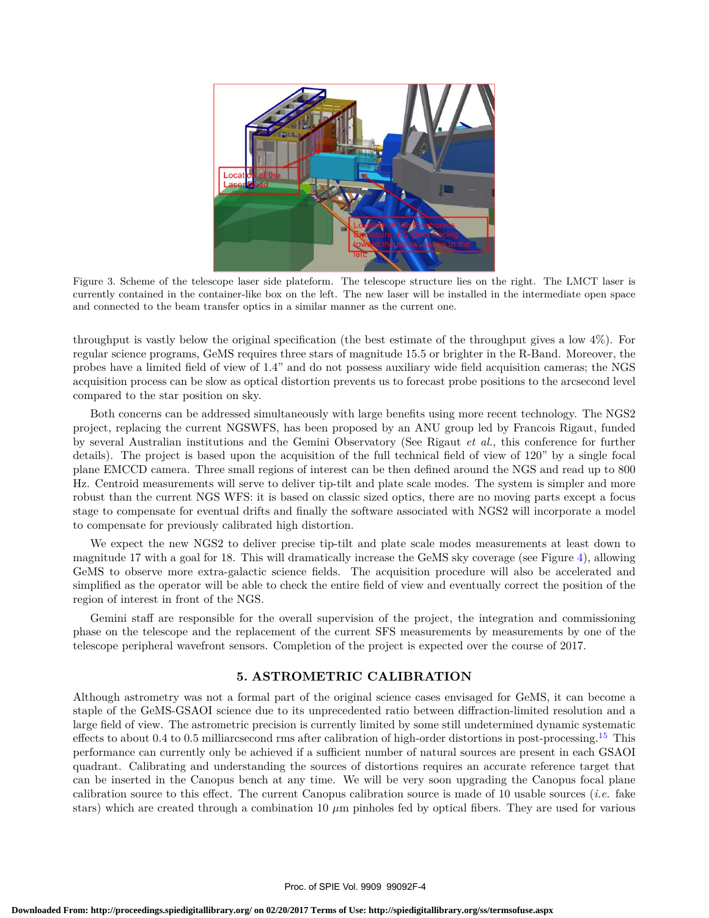Figure 3. Scheme of the telescope laser side plateform. The telescope structure lies on the right. The LMCT laser is currently contained in the container-like box on the left. The new laser will be installed in the intermediate open space and connected to the beam transfer optics in a similar manner as the current one.

throughput is vastly below the original specification (the best estimate of the throughput gives a low 4%). For regular science programs, GeMS requires three stars of magnitude 15.5 or brighter in the R-Band. Moreover, the probes have a limited field of view of 1.4" and do not possess auxiliary wide field acquisition cameras; the NGS acquisition process can be slow as optical distortion prevents us to forecast probe positions to the arcsecond level compared to the star position on sky.

Both concerns can be addressed simultaneously with large benefits using more recent technology. The NGS2 project, replacing the current NGSWFS, has been proposed by an ANU group led by Francois Rigaut, funded by several Australian institutions and the Gemini Observatory (See Rigaut *et al.*, this conference for further details). The project is based upon the acquisition of the full technical field of view of 120" by a single focal plane EMCCD camera. Three small regions of interest can be then defined around the NGS and read up to 800 Hz. Centroid measurements will serve to deliver tip-tilt and plate scale modes. The system is simpler and more robust than the current NGS WFS: it is based on classic sized optics, there are no moving parts except a focus stage to compensate for eventual drifts and finally the software associated with NGS2 will incorporate a model to compensate for previously calibrated high distortion.

We expect the new NGS2 to deliver precise tip-tilt and plate scale modes measurements at least down to magnitude 17 with a goal for 18. This will dramatically increase the GeMS sky coverage (see Figure 4), allowing GeMS to observe more extra-galactic science fields. The acquisition procedure will also be accelerated and simplified as the operator will be able to check the entire field of view and eventually correct the position of the region of interest in front of the NGS.

Gemini staff are responsible for the overall supervision of the project, the integration and commissioning phase on the telescope and the replacement of the current SFS measurements by measurements by one of the telescope peripheral wavefront sensors. Completion of the project is expected over the course of 2017.

## 5. ASTROMETRIC CALIBRATION

Although astrometry was not a formal part of the original science cases envisaged for GeMS, it can become a staple of the GeMS-GSAOI science due to its unprecedented ratio between diffraction-limited resolution and a large field of view. The astrometric precision is currently limited by some still undetermined dynamic systematic effects to about 0.4 to 0.5 milliarcsecond rms after calibration of high-order distortions in post-processing.[15] This performance can currently only be achieved if a sufficient number of natural sources are present in each GSAOI quadrant. Calibrating and understanding the sources of distortions requires an accurate reference target that can be inserted in the Canopus bench at any time. We will be very soon upgrading the Canopus focal plane calibration source to this effect. The current Canopus calibration source is made of 10 usable sources (*i.e.* fake stars) which are created through a combination 10 $\mu$m pinholes fed by optical fibers. They are used for various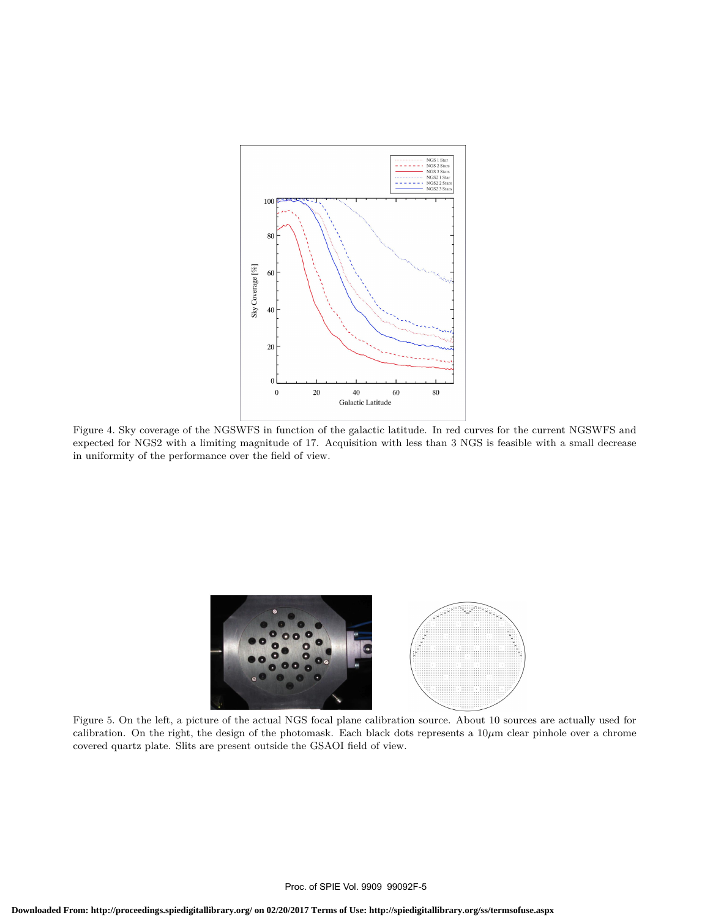Figure 4. Sky coverage of the NGSWFS in function of the galactic latitude. In red curves for the current NGSWFS and expected for NGS2 with a limiting magnitude of 17. Acquisition with less than 3 NGS is feasible with a small decrease in uniformity of the performance over the field of view.

Figure 5. On the left, a picture of the actual NGS focal plane calibration source. About 10 sources are actually used for calibration. On the right, the design of the photomask. Each black dots represents a $10\mu m$ clear pinhole over a chrome covered quartz plate. Slits are present outside the GSAOI field of view.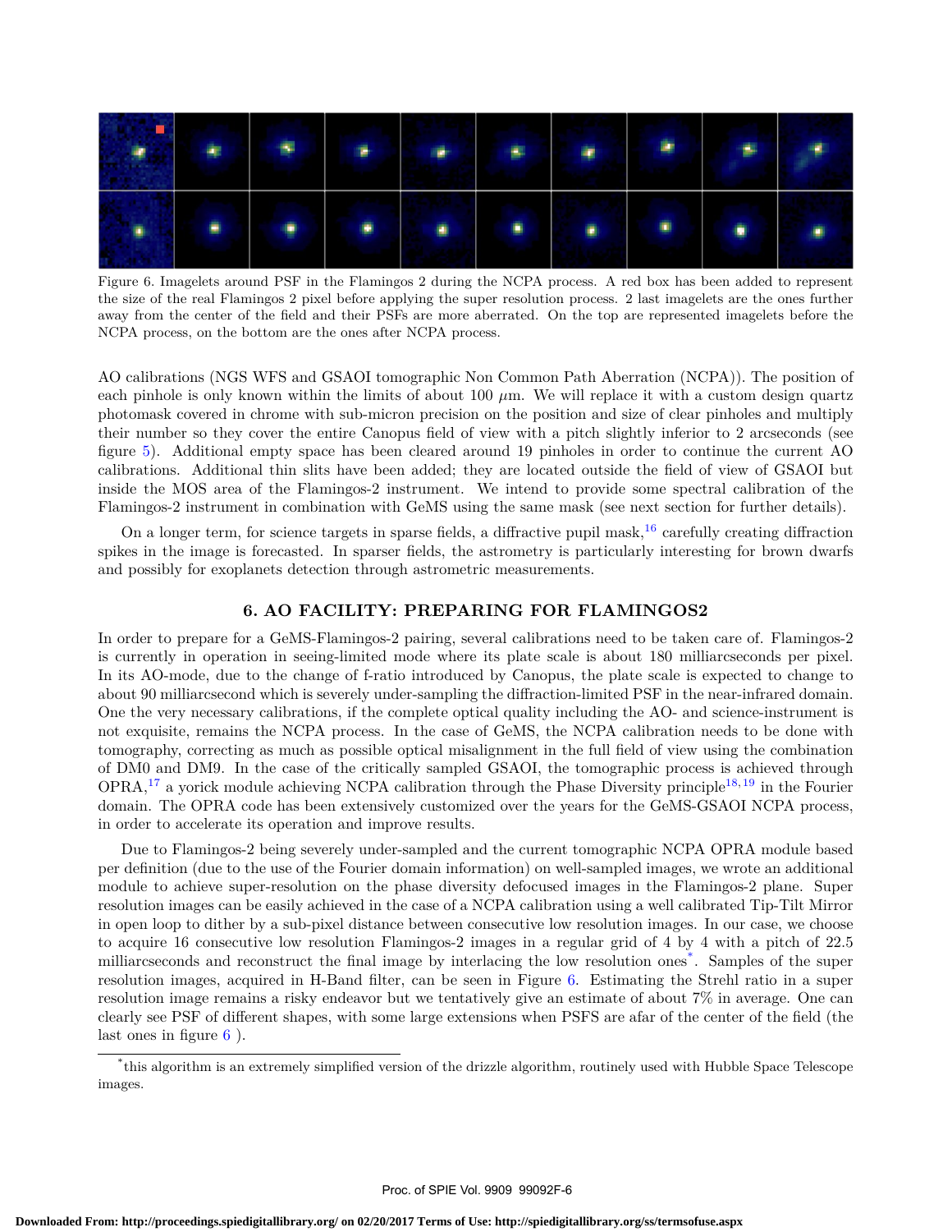Figure 6. Imagelets around PSF in the Flamingos 2 during the NCPA process. A red box has been added to represent the size of the real Flamingos 2 pixel before applying the super resolution process. 2 last imagelets are the ones further away from the center of the field and their PSFs are more aberrated. On the top are represented imagelets before the NCPA process, on the bottom are the ones after NCPA process.

AO calibrations (NGS WFS and GSAOI tomographic Non Common Path Aberration (NCPA)). The position of each pinhole is only known within the limits of about 100 $\mu$m. We will replace it with a custom design quartz photomask covered in chrome with sub-micron precision on the position and size of clear pinholes and multiply their number so they cover the entire Canopus field of view with a pitch slightly inferior to 2 arcseconds (see figure 5). Additional empty space has been cleared around 19 pinholes in order to continue the current AO calibrations. Additional thin slits have been added; they are located outside the field of view of GSAOI but inside the MOS area of the Flamingos-2 instrument. We intend to provide some spectral calibration of the Flamingos-2 instrument in combination with GeMS using the same mask (see next section for further details).

On a longer term, for science targets in sparse fields, a diffractive pupil mask,[16] carefully creating diffraction spikes in the image is forecasted. In sparser fields, the astrometry is particularly interesting for brown dwarfs and possibly for exoplanets detection through astrometric measurements.

## 6. AO FACILITY: PREPARING FOR FLAMINGOS2

In order to prepare for a GeMS-Flamingos-2 pairing, several calibrations need to be taken care of. Flamingos-2 is currently in operation in seeing-limited mode where its plate scale is about 180 milliarcseconds per pixel. In its AO-mode, due to the change of f-ratio introduced by Canopus, the plate scale is expected to change to about 90 milliarcsecond which is severely under-sampling the diffraction-limited PSF in the near-infrared domain. One the very necessary calibrations, if the complete optical quality including the AO- and science-instrument is not exquisite, remains the NCPA process. In the case of GeMS, the NCPA calibration needs to be done with tomography, correcting as much as possible optical misalignment in the full field of view using the combination of DM0 and DM9. In the case of the critically sampled GSAOI, the tomographic process is achieved through OPRA,[17] a yorick module achieving NCPA calibration through the Phase Diversity principle[18,19] in the Fourier domain. The OPRA code has been extensively customized over the years for the GeMS-GSAOI NCPA process, in order to accelerate its operation and improve results.

Due to Flamingos-2 being severely under-sampled and the current tomographic NCPA OPRA module based per definition (due to the use of the Fourier domain information) on well-sampled images, we wrote an additional module to achieve super-resolution on the phase diversity defocused images in the Flamingos-2 plane. Super resolution images can be easily achieved in the case of a NCPA calibration using a well calibrated Tip-Tilt Mirror in open loop to dither by a sub-pixel distance between consecutive low resolution images. In our case, we choose to acquire 16 consecutive low resolution Flamingos-2 images in a regular grid of 4 by 4 with a pitch of 22.5 milliarcseconds and reconstruct the final image by interlacing the low resolution ones[*]. Samples of the super resolution images, acquired in H-Band filter, can be seen in Figure 6. Estimating the Strehl ratio in a super resolution image remains a risky endeavor but we tentatively give an estimate of about 7% in average. One can clearly see PSF of different shapes, with some large extensions when PSFS are afar of the center of the field (the last ones in figure 6 ).

[*] this algorithm is an extremely simplified version of the drizzle algorithm, routinely used with Hubble Space Telescope images.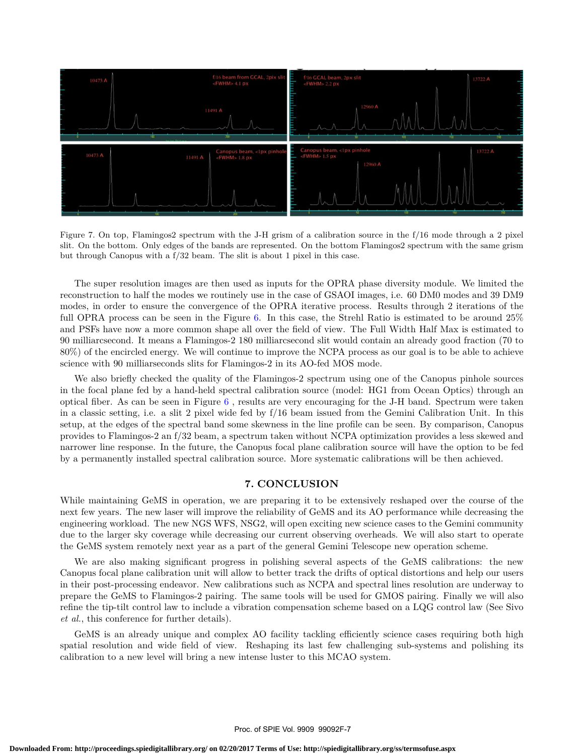Figure 7. On top, Flamingos2 spectrum with the J-H grism of a calibration source in the f/16 mode through a 2 pixel slit. On the bottom. Only edges of the bands are represented. On the bottom Flamingos2 spectrum with the same grism but through Canopus with a f/32 beam. The slit is about 1 pixel in this case.

The super resolution images are then used as inputs for the OPRA phase diversity module. We limited the reconstruction to half the modes we routinely use in the case of GSAOI images, i.e. 60 DM0 modes and 39 DM9 modes, in order to ensure the convergence of the OPRA iterative process. Results through 2 iterations of the full OPRA process can be seen in the Figure 6. In this case, the Strehl Ratio is estimated to be around 25% and PSFs have now a more common shape all over the field of view. The Full Width Half Max is estimated to 90 milliarcsecond. It means a Flamingos-2 180 milliarcsecond slit would contain an already good fraction (70 to 80%) of the encircled energy. We will continue to improve the NCPA process as our goal is to be able to achieve science with 90 milliarseconds slits for Flamingos-2 in its AO-fed MOS mode.

We also briefly checked the quality of the Flamingos-2 spectrum using one of the Canopus pinhole sources in the focal plane fed by a hand-held spectral calibration source (model: HG1 from Ocean Optics) through an optical fiber. As can be seen in Figure 6 , results are very encouraging for the J-H band. Spectrum were taken in a classic setting, i.e. a slit 2 pixel wide fed by f/16 beam issued from the Gemini Calibration Unit. In this setup, at the edges of the spectral band some skewness in the line profile can be seen. By comparison, Canopus provides to Flamingos-2 an f/32 beam, a spectrum taken without NCPA optimization provides a less skewed and narrower line response. In the future, the Canopus focal plane calibration source will have the option to be fed by a permanently installed spectral calibration source. More systematic calibrations will be then achieved.

## 7. CONCLUSION

While maintaining GeMS in operation, we are preparing it to be extensively reshaped over the course of the next few years. The new laser will improve the reliability of GeMS and its AO performance while decreasing the engineering workload. The new NGS WFS, NSG2, will open exciting new science cases to the Gemini community due to the larger sky coverage while decreasing our current observing overheads. We will also start to operate the GeMS system remotely next year as a part of the general Gemini Telescope new operation scheme.

We are also making significant progress in polishing several aspects of the GeMS calibrations: the new Canopus focal plane calibration unit will allow to better track the drifts of optical distortions and help our users in their post-processing endeavor. New calibrations such as NCPA and spectral lines resolution are underway to prepare the GeMS to Flamingos-2 pairing. The same tools will be used for GMOS pairing. Finally we will also refine the tip-tilt control law to include a vibration compensation scheme based on a LQG control law (See Sivo *et al.*, this conference for further details).

GeMS is an already unique and complex AO facility tackling efficiently science cases requiring both high spatial resolution and wide field of view. Reshaping its last few challenging sub-systems and polishing its calibration to a new level will bring a new intense luster to this MCAO system.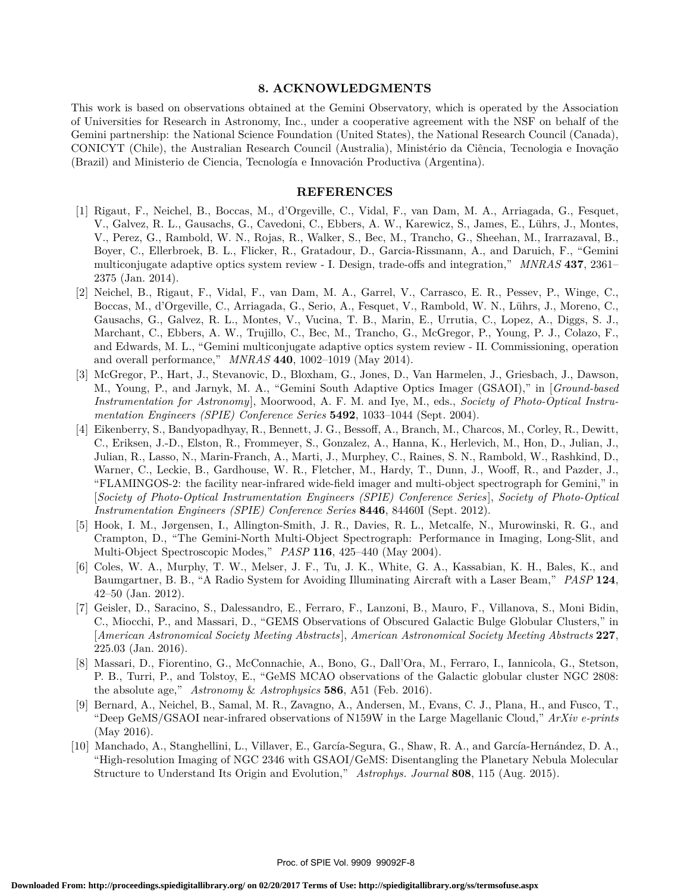## 8. ACKNOWLEDGMENTS

This work is based on observations obtained at the Gemini Observatory, which is operated by the Association of Universities for Research in Astronomy, Inc., under a cooperative agreement with the NSF on behalf of the Gemini partnership: the National Science Foundation (United States), the National Research Council (Canada), CONICYT (Chile), the Australian Research Council (Australia), Ministério da Ciência, Tecnologia e Inovação (Brazil) and Ministerio de Ciencia, Tecnología e Innovación Productiva (Argentina).

## REFERENCES

[1] Rigaut, F., Neichel, B., Boccas, M., d'Orgeville, C., Vidal, F., van Dam, M. A., Arriagada, G., Fesquet, V., Galvez, R. L., Gausachs, G., Cavedoni, C., Ebbers, A. W., Karewicz, S., James, E., Lührs, J., Montes, V., Perez, G., Rambold, W. N., Rojas, R., Walker, S., Bec, M., Trancho, G., Sheehan, M., Irarrazaval, B., Boyer, C., Ellerbroek, B. L., Flicker, R., Gratadour, D., Garcia-Rissmann, A., and Daruich, F., "Gemini multiconjugate adaptive optics system review - I. Design, trade-offs and integration," *MNRAS* **437**, 2361–2375 (Jan. 2014).

[2] Neichel, B., Rigaut, F., Vidal, F., van Dam, M. A., Garrel, V., Carrasco, E. R., Pessev, P., Winge, C., Boccas, M., d'Orgeville, C., Arriagada, G., Serio, A., Fesquet, V., Rambold, W. N., Lührs, J., Moreno, C., Gausachs, G., Galvez, R. L., Montes, V., Vucina, T. B., Marin, E., Urrutia, C., Lopez, A., Diggs, S. J., Marchant, C., Ebbers, A. W., Trujillo, C., Bec, M., Trancho, G., McGregor, P., Young, P. J., Colazo, F., and Edwards, M. L., "Gemini multiconjugate adaptive optics system review - II. Commissioning, operation and overall performance," *MNRAS* **440**, 1002–1019 (May 2014).

[3] McGregor, P., Hart, J., Stevanovic, D., Bloxham, G., Jones, D., Van Harmelen, J., Griesbach, J., Dawson, M., Young, P., and Jarnyk, M. A., "Gemini South Adaptive Optics Imager (GSAOI)," in [*Ground-based Instrumentation for Astronomy*], Moorwood, A. F. M. and Iye, M., eds., *Society of Photo-Optical Instrumentation Engineers (SPIE) Conference Series* **5492**, 1033–1044 (Sept. 2004).

[4] Eikenberry, S., Bandyopadhyay, R., Bennett, J. G., Bessoff, A., Branch, M., Charcos, M., Corley, R., Dewitt, C., Eriksen, J.-D., Elston, R., Frommeyer, S., Gonzalez, A., Hanna, K., Herlevich, M., Hon, D., Julian, J., Julian, R., Lasso, N., Marin-Franch, A., Marti, J., Murphey, C., Raines, S. N., Rambold, W., Rashkind, D., Warner, C., Leckie, B., Gardhouse, W. R., Fletcher, M., Hardy, T., Dunn, J., Wooff, R., and Pazder, J., "FLAMINGOS-2: the facility near-infrared wide-field imager and multi-object spectrograph for Gemini," in [*Society of Photo-Optical Instrumentation Engineers (SPIE) Conference Series*], *Society of Photo-Optical Instrumentation Engineers (SPIE) Conference Series* **8446**, 84460I (Sept. 2012).

[5] Hook, I. M., Jørgensen, I., Allington-Smith, J. R., Davies, R. L., Metcalfe, N., Murowinski, R. G., and Crampton, D., "The Gemini-North Multi-Object Spectrograph: Performance in Imaging, Long-Slit, and Multi-Object Spectroscopic Modes," *PASP* **116**, 425–440 (May 2004).

[6] Coles, W. A., Murphy, T. W., Melser, J. F., Tu, J. K., White, G. A., Kassabian, K. H., Bales, K., and Baumgartner, B. B., "A Radio System for Avoiding Illuminating Aircraft with a Laser Beam," *PASP* **124**, 42–50 (Jan. 2012).

[7] Geisler, D., Saracino, S., Dalessandro, E., Ferraro, F., Lanzoni, B., Mauro, F., Villanova, S., Moni Bidin, C., Miocchi, P., and Massari, D., "GEMS Observations of Obscured Galactic Bulge Globular Clusters," in [*American Astronomical Society Meeting Abstracts*], *American Astronomical Society Meeting Abstracts* **227**, 225.03 (Jan. 2016).

[8] Massari, D., Fiorentino, G., McConnachie, A., Bono, G., Dall'Ora, M., Ferraro, I., Iannicola, G., Stetson, P. B., Turri, P., and Tolstoy, E., "GeMS MCAO observations of the Galactic globular cluster NGC 2808: the absolute age," *Astronomy & Astrophysics* **586**, A51 (Feb. 2016).

[9] Bernard, A., Neichel, B., Samal, M. R., Zavagno, A., Andersen, M., Evans, C. J., Plana, H., and Fusco, T., "Deep GeMS/GSAOI near-infrared observations of N159W in the Large Magellanic Cloud," *ArXiv e-prints* (May 2016).

[10] Manchado, A., Stanghellini, L., Villaver, E., García-Segura, G., Shaw, R. A., and García-Hernández, D. A., "High-resolution Imaging of NGC 2346 with GSAOI/GeMS: Disentangling the Planetary Nebula Molecular Structure to Understand Its Origin and Evolution," *Astrophys. Journal* **808**, 115 (Aug. 2015).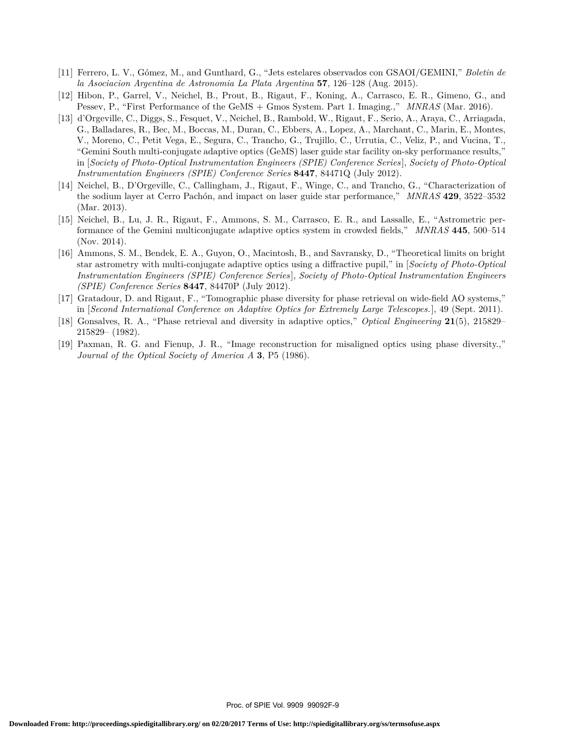[11] Ferrero, L. V., Gómez, M., and Gunthard, G., "Jets estelares observados con GSAOI/GEMINI," *Boletin de la Asociacion Argentina de Astronomia La Plata Argentina* **57**, 126–128 (Aug. 2015).

[12] Hibon, P., Garrel, V., Neichel, B., Prout, B., Rigaut, F., Koning, A., Carrasco, E. R., Gimeno, G., and Pessev, P., "First Performance of the GeMS + Gmos System. Part 1. Imaging.," *MNRAS* (Mar. 2016).

[13] d'Orgeville, C., Diggs, S., Fesquet, V., Neichel, B., Rambold, W., Rigaut, F., Serio, A., Araya, C., Arriagada, G., Balladares, R., Bec, M., Boccas, M., Duran, C., Ebbers, A., Lopez, A., Marchant, C., Marin, E., Montes, V., Moreno, C., Petit Vega, E., Segura, C., Trancho, G., Trujillo, C., Urrutia, C., Veliz, P., and Vucina, T., "Gemini South multi-conjugate adaptive optics (GeMS) laser guide star facility on-sky performance results," in [*Society of Photo-Optical Instrumentation Engineers (SPIE) Conference Series*], *Society of Photo-Optical Instrumentation Engineers (SPIE) Conference Series* **8447**, 84471Q (July 2012).

[14] Neichel, B., D'Orgeville, C., Callingham, J., Rigaut, F., Winge, C., and Trancho, G., "Characterization of the sodium layer at Cerro Pachón, and impact on laser guide star performance," *MNRAS* **429**, 3522–3532 (Mar. 2013).

[15] Neichel, B., Lu, J. R., Rigaut, F., Ammons, S. M., Carrasco, E. R., and Lassalle, E., "Astrometric performance of the Gemini multiconjugate adaptive optics system in crowded fields," *MNRAS* **445**, 500–514 (Nov. 2014).

[16] Ammons, S. M., Bendek, E. A., Guyon, O., Macintosh, B., and Savransky, D., "Theoretical limits on bright star astrometry with multi-conjugate adaptive optics using a diffractive pupil," in [*Society of Photo-Optical Instrumentation Engineers (SPIE) Conference Series*], *Society of Photo-Optical Instrumentation Engineers (SPIE) Conference Series* **8447**, 84470P (July 2012).

[17] Gratadour, D. and Rigaut, F., "Tomographic phase diversity for phase retrieval on wide-field AO systems," in [*Second International Conference on Adaptive Optics for Extremely Large Telescopes.*], 49 (Sept. 2011).

[18] Gonsalves, R. A., "Phase retrieval and diversity in adaptive optics," *Optical Engineering* **21**(5), 215829–215829– (1982).

[19] Paxman, R. G. and Fienup, J. R., "Image reconstruction for misaligned optics using phase diversity.," *Journal of the Optical Society of America A* **3**, P5 (1986).